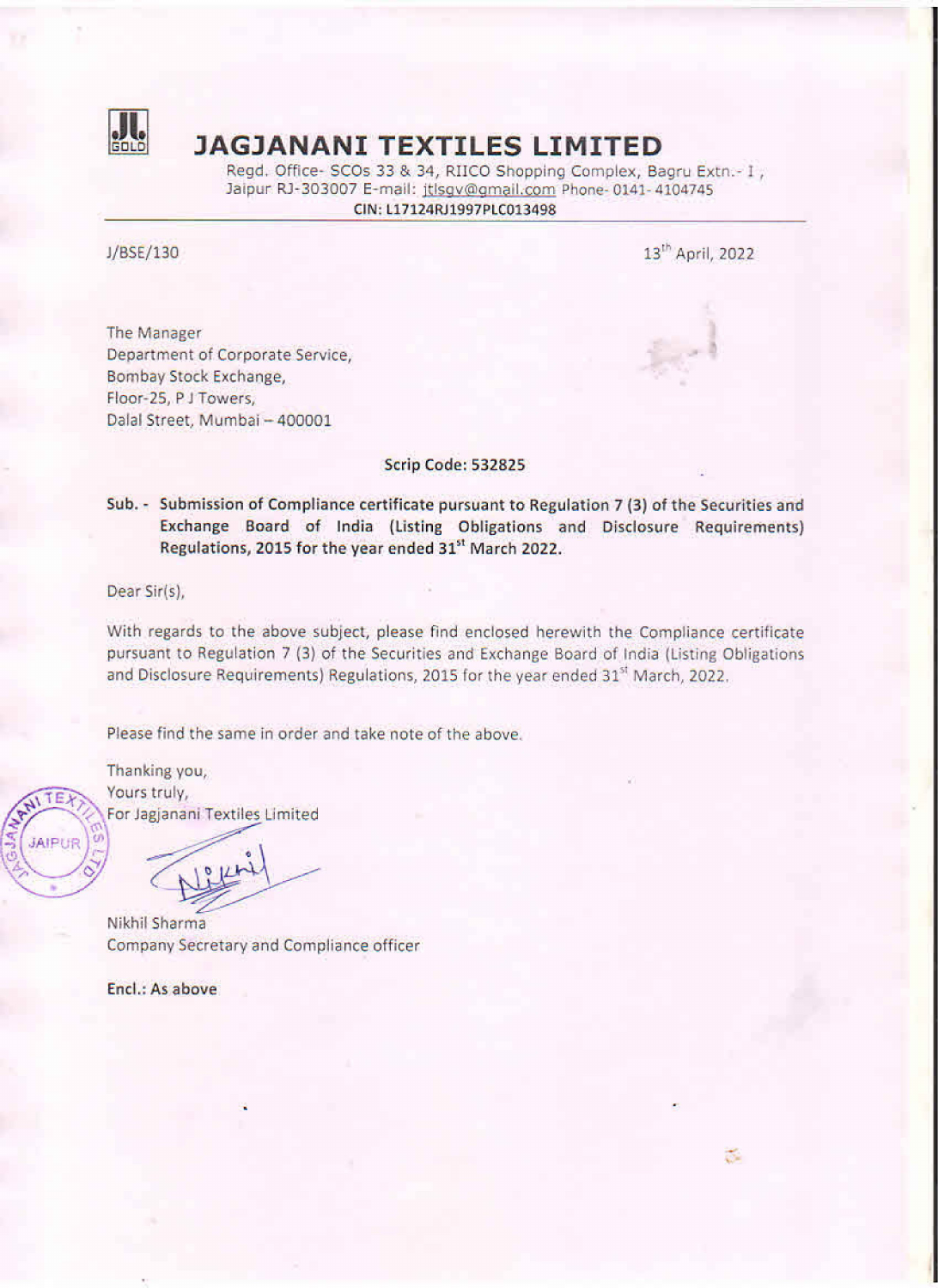# JAGJANANI TEXTILES LIMITED

Regd. Office- SCOs 33 & 34, RIICO Shopping Complex, Bagru Extn.- I , Jaipur RJ-303007 E-mail: jtlsgv@gmail.com Phone- 0141- 4104745

**CIN: L17124RJ1997PLC013498**

---

J/BSE/130

13th April, 2022

The Manager
Department of Corporate Service,
Bombay Stock Exchange,
Floor-25, P J Towers,
Dalal Street, Mumbai – 400001

**Scrip Code: 532825**

**Sub. - Submission of Compliance certificate pursuant to Regulation 7 (3) of the Securities and Exchange Board of India (Listing Obligations and Disclosure Requirements) Regulations, 2015 for the year ended 31st March 2022.**

Dear Sir(s),

With regards to the above subject, please find enclosed herewith the Compliance certificate pursuant to Regulation 7 (3) of the Securities and Exchange Board of India (Listing Obligations and Disclosure Requirements) Regulations, 2015 for the year ended 31st March, 2022.

Please find the same in order and take note of the above.

Thanking you,
Yours truly,
For Jagjanani Textiles Limited

Nikhil Sharma
Company Secretary and Compliance officer

**Encl.: As above**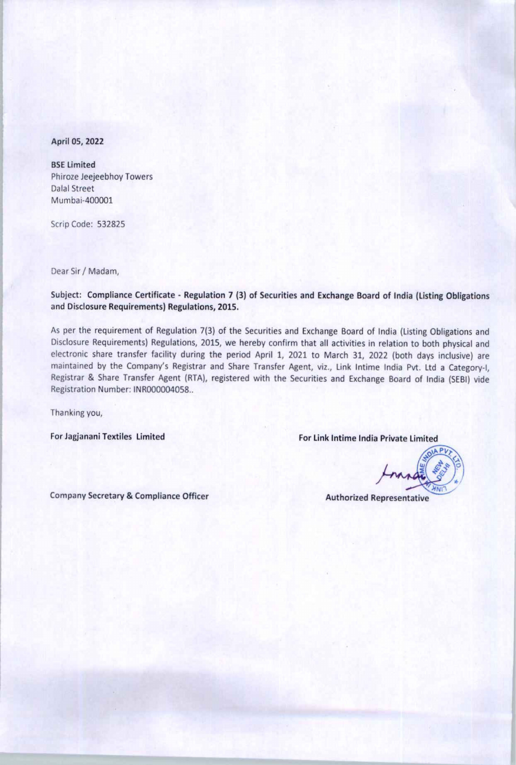**April 05, 2022**

**BSE Limited**
Phiroze Jeejeebhoy Towers
Dalal Street
Mumbai-400001

Scrip Code: 532825

Dear Sir / Madam,

**Subject: Compliance Certificate - Regulation 7 (3) of Securities and Exchange Board of India (Listing Obligations and Disclosure Requirements) Regulations, 2015.**

As per the requirement of Regulation 7(3) of the Securities and Exchange Board of India (Listing Obligations and Disclosure Requirements) Regulations, 2015, we hereby confirm that all activities in relation to both physical and electronic share transfer facility during the period April 1, 2021 to March 31, 2022 (both days inclusive) are maintained by the Company's Registrar and Share Transfer Agent, viz., Link Intime India Pvt. Ltd a Category-I, Registrar & Share Transfer Agent (RTA), registered with the Securities and Exchange Board of India (SEBI) vide Registration Number: INR000004058..

Thanking you,

**For Jagjanani Textiles Limited**

**Company Secretary & Compliance Officer**

**For Link Intime India Private Limited**

**Authorized Representative**